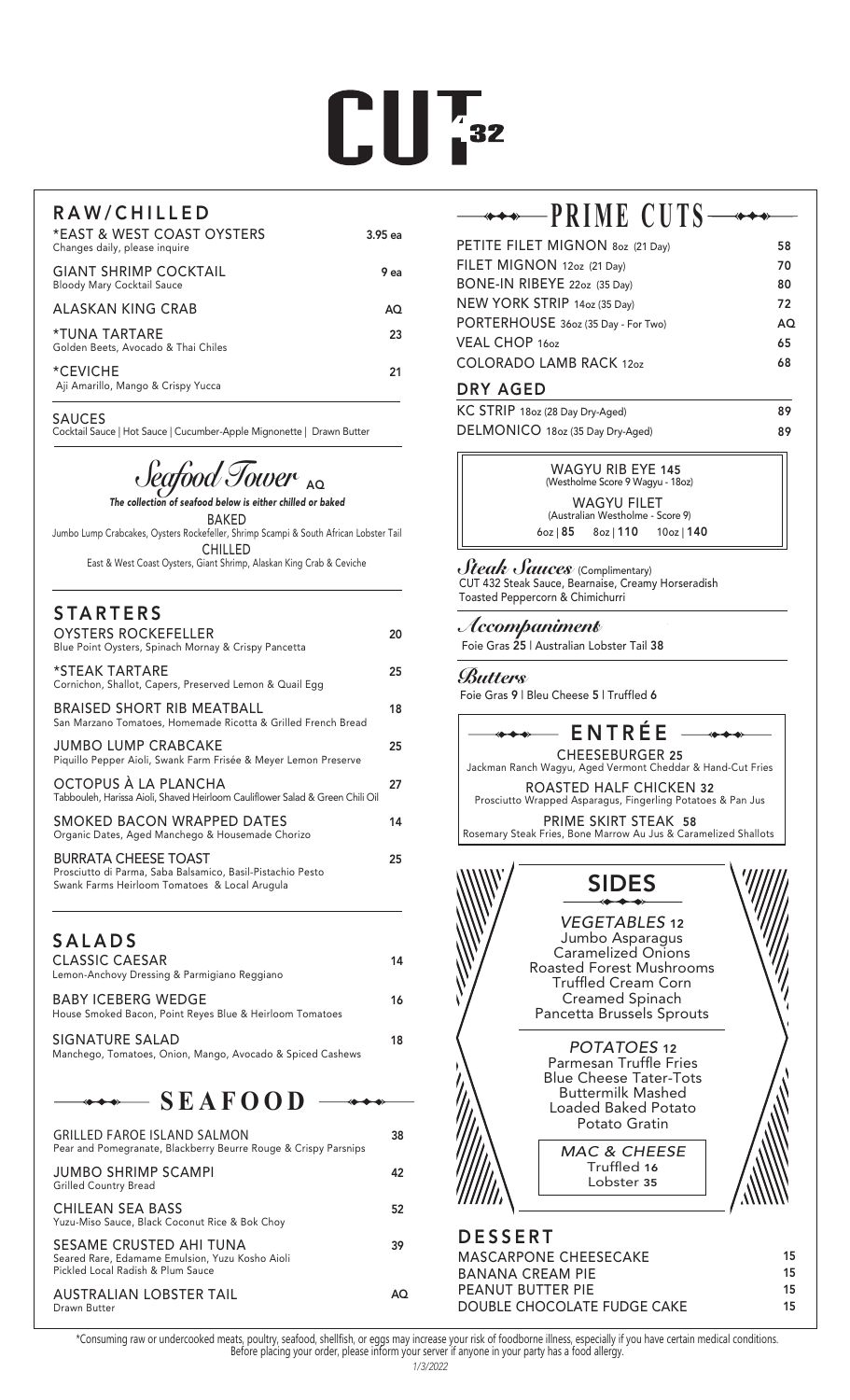# CUT 432

## RAW/CHILLED

| Item | Price |
| --- | --- |
| *EAST & WEST COAST OYSTERS<br>Changes daily, please inquire | 3.95 ea |
| GIANT SHRIMP COCKTAIL<br>Bloody Mary Cocktail Sauce | 9 ea |
| ALASKAN KING CRAB | AQ |
| *TUNA TARTARE<br>Golden Beets, Avocado & Thai Chiles | 23 |
| *CEVICHE<br>Aji Amarillo, Mango & Crispy Yucca | 21 |

**SAUCES**
Cocktail Sauce | Hot Sauce | Cucumber-Apple Mignonette | Drawn Butter

## *Seafood Tower* AQ

*The collection of seafood below is either chilled or baked*

**BAKED**
Jumbo Lump Crabcakes, Oysters Rockefeller, Shrimp Scampi & South African Lobster Tail

**CHILLED**
East & West Coast Oysters, Giant Shrimp, Alaskan King Crab & Ceviche

## STARTERS

| Item | Price |
| --- | --- |
| OYSTERS ROCKEFELLER<br>Blue Point Oysters, Spinach Mornay & Crispy Pancetta | 20 |
| *STEAK TARTARE<br>Cornichon, Shallot, Capers, Preserved Lemon & Quail Egg | 25 |
| BRAISED SHORT RIB MEATBALL<br>San Marzano Tomatoes, Homemade Ricotta & Grilled French Bread | 18 |
| JUMBO LUMP CRABCAKE<br>Piquillo Pepper Aioli, Swank Farm Frisée & Meyer Lemon Preserve | 25 |
| OCTOPUS À LA PLANCHA<br>Tabbouleh, Harissa Aioli, Shaved Heirloom Cauliflower Salad & Green Chili Oil | 27 |
| SMOKED BACON WRAPPED DATES<br>Organic Dates, Aged Manchego & Housemade Chorizo | 14 |
| BURRATA CHEESE TOAST<br>Prosciutto di Parma, Saba Balsamico, Basil-Pistachio Pesto<br>Swank Farms Heirloom Tomatoes & Local Arugula | 25 |

## SALADS

| Item | Price |
| --- | --- |
| CLASSIC CAESAR<br>Lemon-Anchovy Dressing & Parmigiano Reggiano | 14 |
| BABY ICEBERG WEDGE<br>House Smoked Bacon, Point Reyes Blue & Heirloom Tomatoes | 16 |
| SIGNATURE SALAD<br>Manchego, Tomatoes, Onion, Mango, Avocado & Spiced Cashews | 18 |

## SEAFOOD

| Item | Price |
| --- | --- |
| GRILLED FAROE ISLAND SALMON<br>Pear and Pomegranate, Blackberry Beurre Rouge & Crispy Parsnips | 38 |
| JUMBO SHRIMP SCAMPI<br>Grilled Country Bread | 42 |
| CHILEAN SEA BASS<br>Yuzu-Miso Sauce, Black Coconut Rice & Bok Choy | 52 |
| SESAME CRUSTED AHI TUNA<br>Seared Rare, Edamame Emulsion, Yuzu Kosho Aioli<br>Pickled Local Radish & Plum Sauce | 39 |
| AUSTRALIAN LOBSTER TAIL<br>Drawn Butter | AQ |

## PRIME CUTS

| Item | Price |
| --- | --- |
| PETITE FILET MIGNON 8oz (21 Day) | 58 |
| FILET MIGNON 12oz (21 Day) | 70 |
| BONE-IN RIBEYE 22oz (35 Day) | 80 |
| NEW YORK STRIP 14oz (35 Day) | 72 |
| PORTERHOUSE 36oz (35 Day - For Two) | AQ |
| VEAL CHOP 16oz | 65 |
| COLORADO LAMB RACK 12oz | 68 |

### DRY AGED

| Item | Price |
| --- | --- |
| KC STRIP 18oz (28 Day Dry-Aged) | 89 |
| DELMONICO 18oz (35 Day Dry-Aged) | 89 |

**WAGYU RIB EYE 145**
(Westholme Score 9 Wagyu - 18oz)

**WAGYU FILET**
(Australian Westholme - Score 9)
6oz | **85** 8oz | **110** 10oz | **140**

### *Steak Sauces* (Complimentary)
CUT 432 Steak Sauce, Bearnaise, Creamy Horseradish
Toasted Peppercorn & Chimichurri

### *Accompaniments*
Foie Gras **25** | Australian Lobster Tail **38**

### *Butters*
Foie Gras **9** | Bleu Cheese **5** | Truffled **6**

## ENTRÉE

**CHEESEBURGER 25**
Jackman Ranch Wagyu, Aged Vermont Cheddar & Hand-Cut Fries

**ROASTED HALF CHICKEN 32**
Prosciutto Wrapped Asparagus, Fingerling Potatoes & Pan Jus

**PRIME SKIRT STEAK 58**
Rosemary Steak Fries, Bone Marrow Au Jus & Caramelized Shallots

## SIDES

*VEGETABLES* **12**
Jumbo Asparagus
Caramelized Onions
Roasted Forest Mushrooms
Truffled Cream Corn
Creamed Spinach
Pancetta Brussels Sprouts

*POTATOES* **12**
Parmesan Truffle Fries
Blue Cheese Tater-Tots
Buttermilk Mashed
Loaded Baked Potato
Potato Gratin

*MAC & CHEESE*
Truffled **16**
Lobster **35**

## DESSERT

| Item | Price |
| --- | --- |
| MASCARPONE CHEESECAKE | 15 |
| BANANA CREAM PIE | 15 |
| PEANUT BUTTER PIE | 15 |
| DOUBLE CHOCOLATE FUDGE CAKE | 15 |

*Consuming raw or undercooked meats, poultry, seafood, shellfish, or eggs may increase your risk of foodborne illness, especially if you have certain medical conditions. Before placing your order, please inform your server if anyone in your party has a food allergy.

*1/3/2022*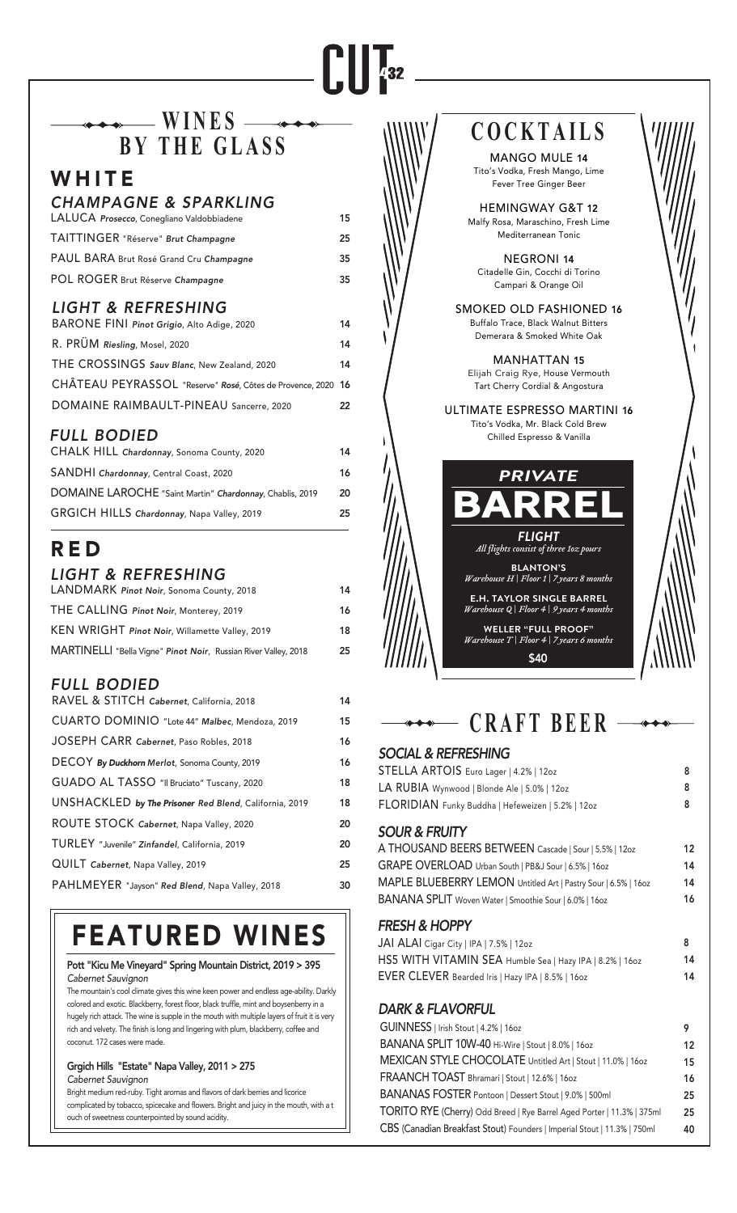# CUT 432

## WINES BY THE GLASS

## WHITE

### CHAMPAGNE & SPARKLING

| | |
|---|---|
| LALUCA *Prosecco*, Conegliano Valdobbiadene | 15 |
| TAITTINGER "Réserve" *Brut Champagne* | 25 |
| PAUL BARA Brut Rosé Grand Cru *Champagne* | 35 |
| POL ROGER Brut Réserve *Champagne* | 35 |

### LIGHT & REFRESHING

| | |
|---|---|
| BARONE FINI *Pinot Grigio*, Alto Adige, 2020 | 14 |
| R. PRÜM *Riesling*, Mosel, 2020 | 14 |
| THE CROSSINGS *Sauv Blanc*, New Zealand, 2020 | 14 |
| CHÂTEAU PEYRASSOL "Reserve" *Rosé*, Côtes de Provence, 2020 | 16 |
| DOMAINE RAIMBAULT-PINEAU Sancerre, 2020 | 22 |

### FULL BODIED

| | |
|---|---|
| CHALK HILL *Chardonnay*, Sonoma County, 2020 | 14 |
| SANDHI *Chardonnay*, Central Coast, 2020 | 16 |
| DOMAINE LAROCHE "Saint Martin" *Chardonnay*, Chablis, 2019 | 20 |
| GRGICH HILLS *Chardonnay*, Napa Valley, 2019 | 25 |

## RED

### LIGHT & REFRESHING

| | |
|---|---|
| LANDMARK *Pinot Noir*, Sonoma County, 2018 | 14 |
| THE CALLING *Pinot Noir*, Monterey, 2019 | 16 |
| KEN WRIGHT *Pinot Noir*, Willamette Valley, 2019 | 18 |
| MARTINELLI "Bella Vigne" *Pinot Noir*, Russian River Valley, 2018 | 25 |

### FULL BODIED

| | |
|---|---|
| RAVEL & STITCH *Cabernet*, California, 2018 | 14 |
| CUARTO DOMINIO "Lote 44" *Malbec*, Mendoza, 2019 | 15 |
| JOSEPH CARR *Cabernet*, Paso Robles, 2018 | 16 |
| DECOY *By Duckhorn Merlot*, Sonoma County, 2019 | 16 |
| GUADO AL TASSO "Il Bruciato" Tuscany, 2020 | 18 |
| UNSHACKLED *by The Prisoner Red Blend*, California, 2019 | 18 |
| ROUTE STOCK *Cabernet*, Napa Valley, 2020 | 20 |
| TURLEY "Juvenile" *Zinfandel*, California, 2019 | 20 |
| QUILT *Cabernet*, Napa Valley, 2019 | 25 |
| PAHLMEYER "Jayson" *Red Blend*, Napa Valley, 2018 | 30 |

## FEATURED WINES

**Pott "Kicu Me Vineyard" Spring Mountain District, 2019 > 395**
*Cabernet Sauvignon*

The mountain's cool climate gives this wine keen power and endless age-ability. Darkly colored and exotic. Blackberry, forest floor, black truffle, mint and boysenberry in a hugely rich attack. The wine is supple in the mouth with multiple layers of fruit it is very rich and velvety. The finish is long and lingering with plum, blackberry, coffee and coconut. 172 cases were made.

**Grgich Hills "Estate" Napa Valley, 2011 > 275**
*Cabernet Sauvignon*

Bright medium red-ruby. Tight aromas and flavors of dark berries and licorice complicated by tobacco, spicecake and flowers. Bright and juicy in the mouth, with a t ouch of sweetness counterpointed by sound acidity.

## COCKTAILS

**MANGO MULE 14**
Tito's Vodka, Fresh Mango, Lime
Fever Tree Ginger Beer

**HEMINGWAY G&T 12**
Malfy Rosa, Maraschino, Fresh Lime
Mediterranean Tonic

**NEGRONI 14**
Citadelle Gin, Cocchi di Torino
Campari & Orange Oil

**SMOKED OLD FASHIONED 16**
Buffalo Trace, Black Walnut Bitters
Demerara & Smoked White Oak

**MANHATTAN 15**
Elijah Craig Rye, House Vermouth
Tart Cherry Cordial & Angostura

**ULTIMATE ESPRESSO MARTINI 16**
Tito's Vodka, Mr. Black Cold Brew
Chilled Espresso & Vanilla

## PRIVATE BARREL

### FLIGHT

*All flights consist of three 1oz pours*

**BLANTON'S**
*Warehouse H | Floor 1 | 7 years 8 months*

**E.H. TAYLOR SINGLE BARREL**
*Warehouse Q | Floor 4 | 9 years 4 months*

**WELLER "FULL PROOF"**
*Warehouse T | Floor 4 | 7 years 6 months*

**$40**

## CRAFT BEER

### SOCIAL & REFRESHING

| | |
|---|---|
| STELLA ARTOIS Euro Lager \| 4.2% \| 12oz | 8 |
| LA RUBIA Wynwood \| Blonde Ale \| 5.0% \| 12oz | 8 |
| FLORIDIAN Funky Buddha \| Hefeweizen \| 5.2% \| 12oz | 8 |

### SOUR & FRUITY

| | |
|---|---|
| A THOUSAND BEERS BETWEEN Cascade \| Sour \| 5.5% \| 12oz | 12 |
| GRAPE OVERLOAD Urban South \| PB&J Sour \| 6.5% \| 16oz | 14 |
| MAPLE BLUEBERRY LEMON Untitled Art \| Pastry Sour \| 6.5% \| 16oz | 14 |
| BANANA SPLIT Woven Water \| Smoothie Sour \| 6.0% \| 16oz | 16 |

### FRESH & HOPPY

| | |
|---|---|
| JAI ALAI Cigar City \| IPA \| 7.5% \| 12oz | 8 |
| HS5 WITH VITAMIN SEA Humble Sea \| Hazy IPA \| 8.2% \| 16oz | 14 |
| EVER CLEVER Bearded Iris \| Hazy IPA \| 8.5% \| 16oz | 14 |

### DARK & FLAVORFUL

| | |
|---|---|
| GUINNESS \| Irish Stout \| 4.2% \| 16oz | 9 |
| BANANA SPLIT 10W-40 Hi-Wire \| Stout \| 8.0% \| 16oz | 12 |
| MEXICAN STYLE CHOCOLATE Untitled Art \| Stout \| 11.0% \| 16oz | 15 |
| FRAANCH TOAST Bhramari \| Stout \| 12.6% \| 16oz | 16 |
| BANANAS FOSTER Pontoon \| Dessert Stout \| 9.0% \| 500ml | 25 |
| TORITO RYE (Cherry) Odd Breed \| Rye Barrel Aged Porter \| 11.3% \| 375ml | 25 |
| CBS (Canadian Breakfast Stout) Founders \| Imperial Stout \| 11.3% \| 750ml | 40 |